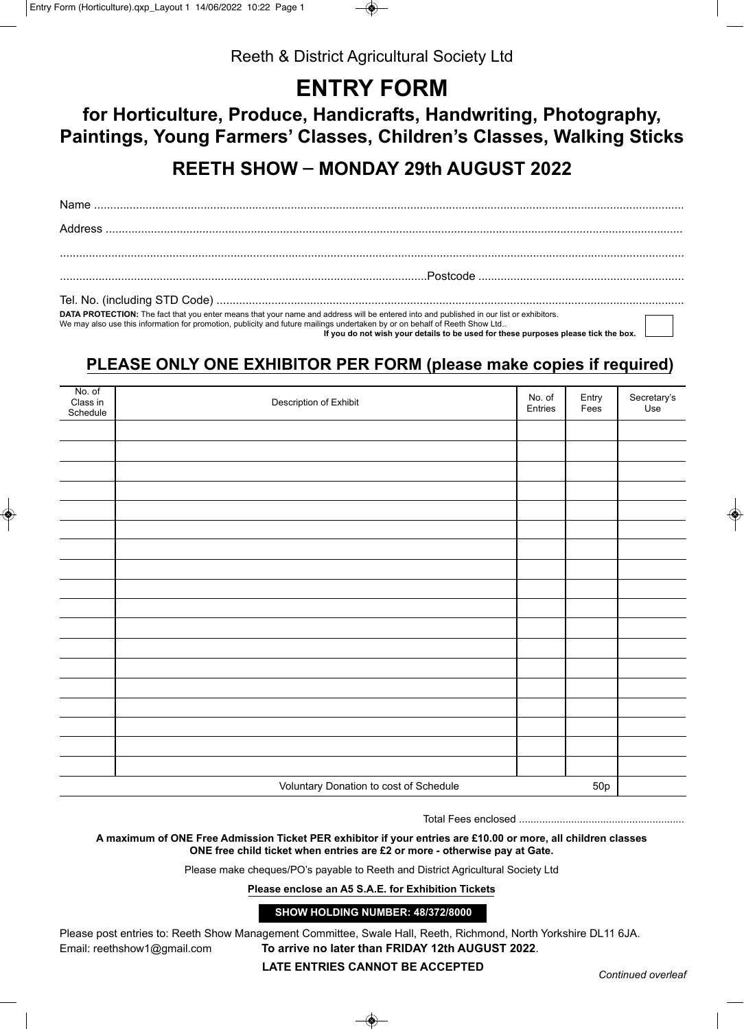Reeth & District Agricultural Society Ltd

# ENTRY FORM

## for Horticulture, Produce, Handicrafts, Handwriting, Photography, Paintings, Young Farmers' Classes, Children's Classes, Walking Sticks

## REETH SHOW – MONDAY 29th AUGUST 2022

Name ..........................................................................................................................................................................

Address ......................................................................................................................................................................

....................................................................................................................................................................................

.................................................................................................................Postcode ..............................................................

Tel. No. (including STD Code) ..................................................................................................................................

**DATA PROTECTION:** The fact that you enter means that your name and address will be entered into and published in our list or exhibitors. We may also use this information for promotion, publicity and future mailings undertaken by or on behalf of Reeth Show Ltd..

**If you do not wish your details to be used for these purposes please tick the box.** ☐

**PLEASE ONLY ONE EXHIBITOR PER FORM (please make copies if required)**

| No. of Class in Schedule | Description of Exhibit | No. of Entries | Entry Fees | Secretary's Use |
|---|---|---|---|---|
| | | | | |
| | | | | |
| | | | | |
| | | | | |
| | | | | |
| | | | | |
| | | | | |
| | | | | |
| | | | | |
| | | | | |
| | | | | |
| | | | | |
| | | | | |
| | | | | |
| | | | | |
| | | | | |
| | | | | |
| | | | | |
| | Voluntary Donation to cost of Schedule | | 50p | |

Total Fees enclosed ........................................................

**A maximum of ONE Free Admission Ticket PER exhibitor if your entries are £10.00 or more, all children classes ONE free child ticket when entries are £2 or more - otherwise pay at Gate.**

Please make cheques/PO's payable to Reeth and District Agricultural Society Ltd

**Please enclose an A5 S.A.E. for Exhibition Tickets**

**SHOW HOLDING NUMBER: 48/372/8000**

Please post entries to: Reeth Show Management Committee, Swale Hall, Reeth, Richmond, North Yorkshire DL11 6JA.

Email: reethshow1@gmail.com **To arrive no later than FRIDAY 12th AUGUST 2022**.

**LATE ENTRIES CANNOT BE ACCEPTED**

*Continued overleaf*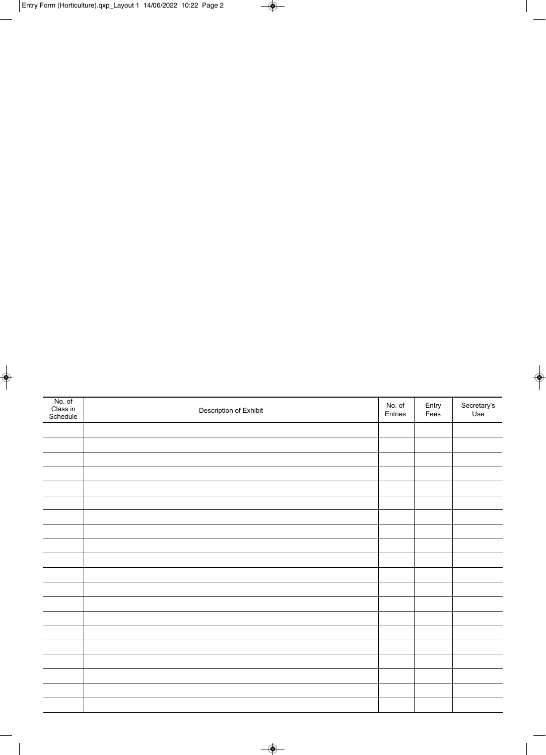| No. of Class in Schedule | Description of Exhibit | No. of Entries | Entry Fees | Secretary's Use |
|---|---|---|---|---|
| | | | | |
| | | | | |
| | | | | |
| | | | | |
| | | | | |
| | | | | |
| | | | | |
| | | | | |
| | | | | |
| | | | | |
| | | | | |
| | | | | |
| | | | | |
| | | | | |
| | | | | |
| | | | | |
| | | | | |
| | | | | |
| | | | | |
| | | | | |